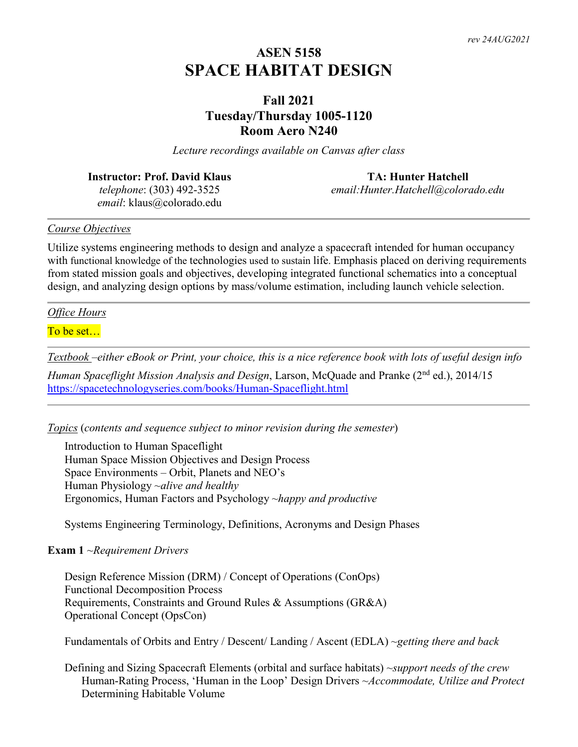*rev 24AUG2021*

# ASEN 5158
# SPACE HABITAT DESIGN

## Fall 2021
## Tuesday/Thursday 1005-1120
## Room Aero N240

*Lecture recordings available on Canvas after class*

**Instructor: Prof. David Klaus**
*telephone*: (303) 492-3525
*email*: klaus@colorado.edu

**TA: Hunter Hatchell**
*email:Hunter.Hatchell@colorado.edu*

---

*Course Objectives*

Utilize systems engineering methods to design and analyze a spacecraft intended for human occupancy with functional knowledge of the technologies used to sustain life. Emphasis placed on deriving requirements from stated mission goals and objectives, developing integrated functional schematics into a conceptual design, and analyzing design options by mass/volume estimation, including launch vehicle selection.

---

*Office Hours*

To be set…

---

*Textbook –either eBook or Print, your choice, this is a nice reference book with lots of useful design info*

*Human Spaceflight Mission Analysis and Design*, Larson, McQuade and Pranke (2nd ed.), 2014/15
https://spacetechnologyseries.com/books/Human-Spaceflight.html

---

*Topics* (*contents and sequence subject to minor revision during the semester*)

Introduction to Human Spaceflight
Human Space Mission Objectives and Design Process
Space Environments – Orbit, Planets and NEO's
Human Physiology ~*alive and healthy*
Ergonomics, Human Factors and Psychology ~*happy and productive*

Systems Engineering Terminology, Definitions, Acronyms and Design Phases

**Exam 1** ~*Requirement Drivers*

Design Reference Mission (DRM) / Concept of Operations (ConOps)
Functional Decomposition Process
Requirements, Constraints and Ground Rules & Assumptions (GR&A)
Operational Concept (OpsCon)

Fundamentals of Orbits and Entry / Descent/ Landing / Ascent (EDLA) ~*getting there and back*

Defining and Sizing Spacecraft Elements (orbital and surface habitats) ~*support needs of the crew*
- Human-Rating Process, 'Human in the Loop' Design Drivers ~*Accommodate, Utilize and Protect*
- Determining Habitable Volume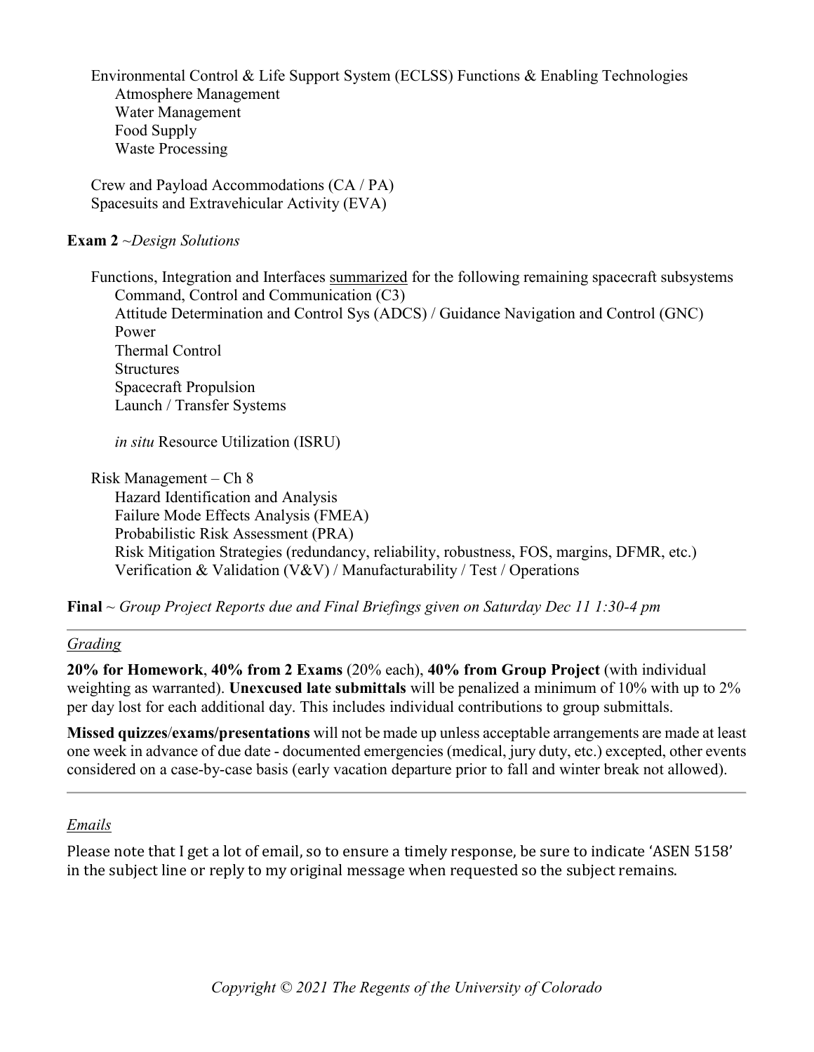Environmental Control & Life Support System (ECLSS) Functions & Enabling Technologies
- Atmosphere Management
- Water Management
- Food Supply
- Waste Processing

Crew and Payload Accommodations (CA / PA)
Spacesuits and Extravehicular Activity (EVA)

**Exam 2** ~*Design Solutions*

Functions, Integration and Interfaces <u>summarized</u> for the following remaining spacecraft subsystems
- Command, Control and Communication (C3)
- Attitude Determination and Control Sys (ADCS) / Guidance Navigation and Control (GNC)
- Power
- Thermal Control
- Structures
- Spacecraft Propulsion
- Launch / Transfer Systems

*in situ* Resource Utilization (ISRU)

Risk Management – Ch 8
- Hazard Identification and Analysis
- Failure Mode Effects Analysis (FMEA)
- Probabilistic Risk Assessment (PRA)
- Risk Mitigation Strategies (redundancy, reliability, robustness, FOS, margins, DFMR, etc.)
- Verification & Validation (V&V) / Manufacturability / Test / Operations

**Final** ~ *Group Project Reports due and Final Briefings given on Saturday Dec 11 1:30-4 pm*

---

*<u>Grading</u>*

**20% for Homework**, **40% from 2 Exams** (20% each), **40% from Group Project** (with individual weighting as warranted). **Unexcused late submittals** will be penalized a minimum of 10% with up to 2% per day lost for each additional day. This includes individual contributions to group submittals.

**Missed quizzes/exams/presentations** will not be made up unless acceptable arrangements are made at least one week in advance of due date - documented emergencies (medical, jury duty, etc.) excepted, other events considered on a case-by-case basis (early vacation departure prior to fall and winter break not allowed).

---

*<u>Emails</u>*

Please note that I get a lot of email, so to ensure a timely response, be sure to indicate 'ASEN 5158' in the subject line or reply to my original message when requested so the subject remains.

*Copyright © 2021 The Regents of the University of Colorado*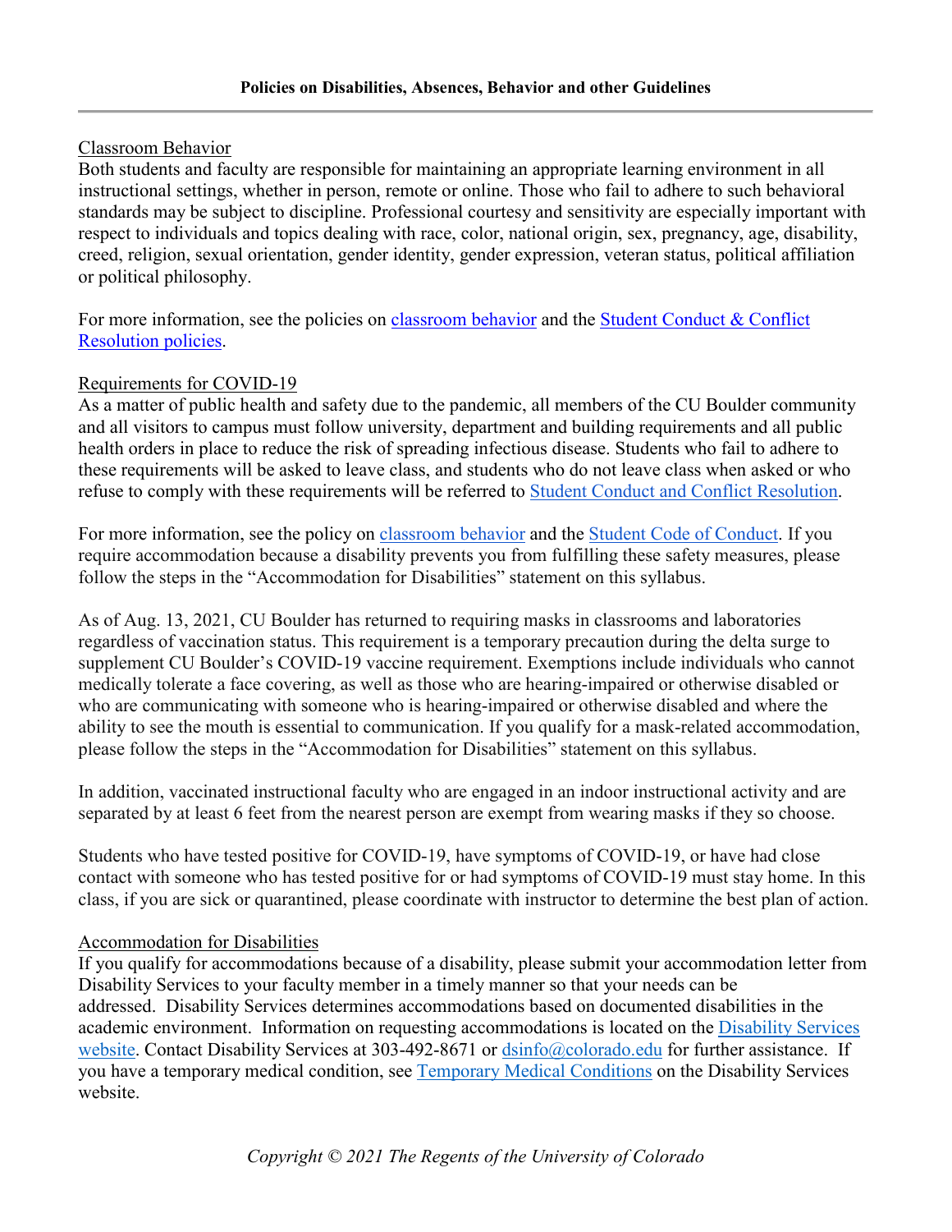## Policies on Disabilities, Absences, Behavior and other Guidelines

Classroom Behavior

Both students and faculty are responsible for maintaining an appropriate learning environment in all instructional settings, whether in person, remote or online. Those who fail to adhere to such behavioral standards may be subject to discipline. Professional courtesy and sensitivity are especially important with respect to individuals and topics dealing with race, color, national origin, sex, pregnancy, age, disability, creed, religion, sexual orientation, gender identity, gender expression, veteran status, political affiliation or political philosophy.

For more information, see the policies on classroom behavior and the Student Conduct & Conflict Resolution policies.

Requirements for COVID-19

As a matter of public health and safety due to the pandemic, all members of the CU Boulder community and all visitors to campus must follow university, department and building requirements and all public health orders in place to reduce the risk of spreading infectious disease. Students who fail to adhere to these requirements will be asked to leave class, and students who do not leave class when asked or who refuse to comply with these requirements will be referred to Student Conduct and Conflict Resolution.

For more information, see the policy on classroom behavior and the Student Code of Conduct. If you require accommodation because a disability prevents you from fulfilling these safety measures, please follow the steps in the "Accommodation for Disabilities" statement on this syllabus.

As of Aug. 13, 2021, CU Boulder has returned to requiring masks in classrooms and laboratories regardless of vaccination status. This requirement is a temporary precaution during the delta surge to supplement CU Boulder's COVID-19 vaccine requirement. Exemptions include individuals who cannot medically tolerate a face covering, as well as those who are hearing-impaired or otherwise disabled or who are communicating with someone who is hearing-impaired or otherwise disabled and where the ability to see the mouth is essential to communication. If you qualify for a mask-related accommodation, please follow the steps in the "Accommodation for Disabilities" statement on this syllabus.

In addition, vaccinated instructional faculty who are engaged in an indoor instructional activity and are separated by at least 6 feet from the nearest person are exempt from wearing masks if they so choose.

Students who have tested positive for COVID-19, have symptoms of COVID-19, or have had close contact with someone who has tested positive for or had symptoms of COVID-19 must stay home. In this class, if you are sick or quarantined, please coordinate with instructor to determine the best plan of action.

Accommodation for Disabilities

If you qualify for accommodations because of a disability, please submit your accommodation letter from Disability Services to your faculty member in a timely manner so that your needs can be addressed. Disability Services determines accommodations based on documented disabilities in the academic environment. Information on requesting accommodations is located on the Disability Services website. Contact Disability Services at 303-492-8671 or dsinfo@colorado.edu for further assistance. If you have a temporary medical condition, see Temporary Medical Conditions on the Disability Services website.

*Copyright © 2021 The Regents of the University of Colorado*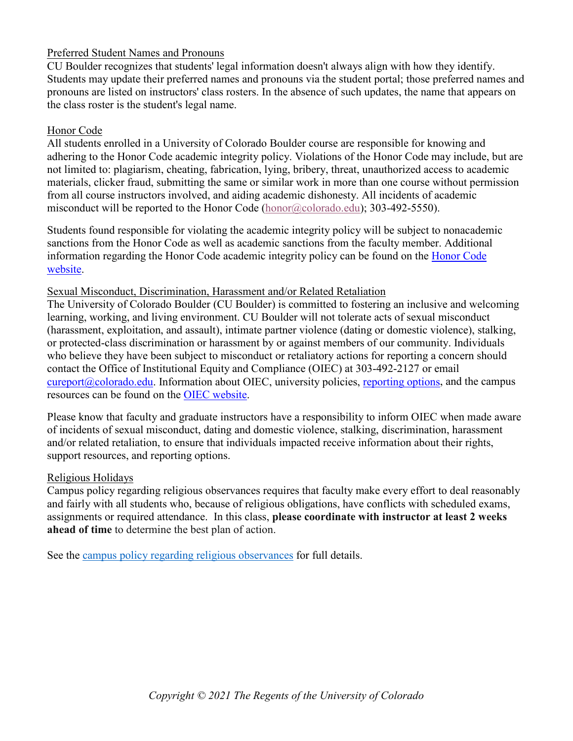## Preferred Student Names and Pronouns

CU Boulder recognizes that students' legal information doesn't always align with how they identify. Students may update their preferred names and pronouns via the student portal; those preferred names and pronouns are listed on instructors' class rosters. In the absence of such updates, the name that appears on the class roster is the student's legal name.

## Honor Code

All students enrolled in a University of Colorado Boulder course are responsible for knowing and adhering to the Honor Code academic integrity policy. Violations of the Honor Code may include, but are not limited to: plagiarism, cheating, fabrication, lying, bribery, threat, unauthorized access to academic materials, clicker fraud, submitting the same or similar work in more than one course without permission from all course instructors involved, and aiding academic dishonesty. All incidents of academic misconduct will be reported to the Honor Code (honor@colorado.edu); 303-492-5550).

Students found responsible for violating the academic integrity policy will be subject to nonacademic sanctions from the Honor Code as well as academic sanctions from the faculty member. Additional information regarding the Honor Code academic integrity policy can be found on the Honor Code website.

## Sexual Misconduct, Discrimination, Harassment and/or Related Retaliation

The University of Colorado Boulder (CU Boulder) is committed to fostering an inclusive and welcoming learning, working, and living environment. CU Boulder will not tolerate acts of sexual misconduct (harassment, exploitation, and assault), intimate partner violence (dating or domestic violence), stalking, or protected-class discrimination or harassment by or against members of our community. Individuals who believe they have been subject to misconduct or retaliatory actions for reporting a concern should contact the Office of Institutional Equity and Compliance (OIEC) at 303-492-2127 or email cureport@colorado.edu. Information about OIEC, university policies, reporting options, and the campus resources can be found on the OIEC website.

Please know that faculty and graduate instructors have a responsibility to inform OIEC when made aware of incidents of sexual misconduct, dating and domestic violence, stalking, discrimination, harassment and/or related retaliation, to ensure that individuals impacted receive information about their rights, support resources, and reporting options.

## Religious Holidays

Campus policy regarding religious observances requires that faculty make every effort to deal reasonably and fairly with all students who, because of religious obligations, have conflicts with scheduled exams, assignments or required attendance. In this class, **please coordinate with instructor at least 2 weeks ahead of time** to determine the best plan of action.

See the campus policy regarding religious observances for full details.

*Copyright © 2021 The Regents of the University of Colorado*